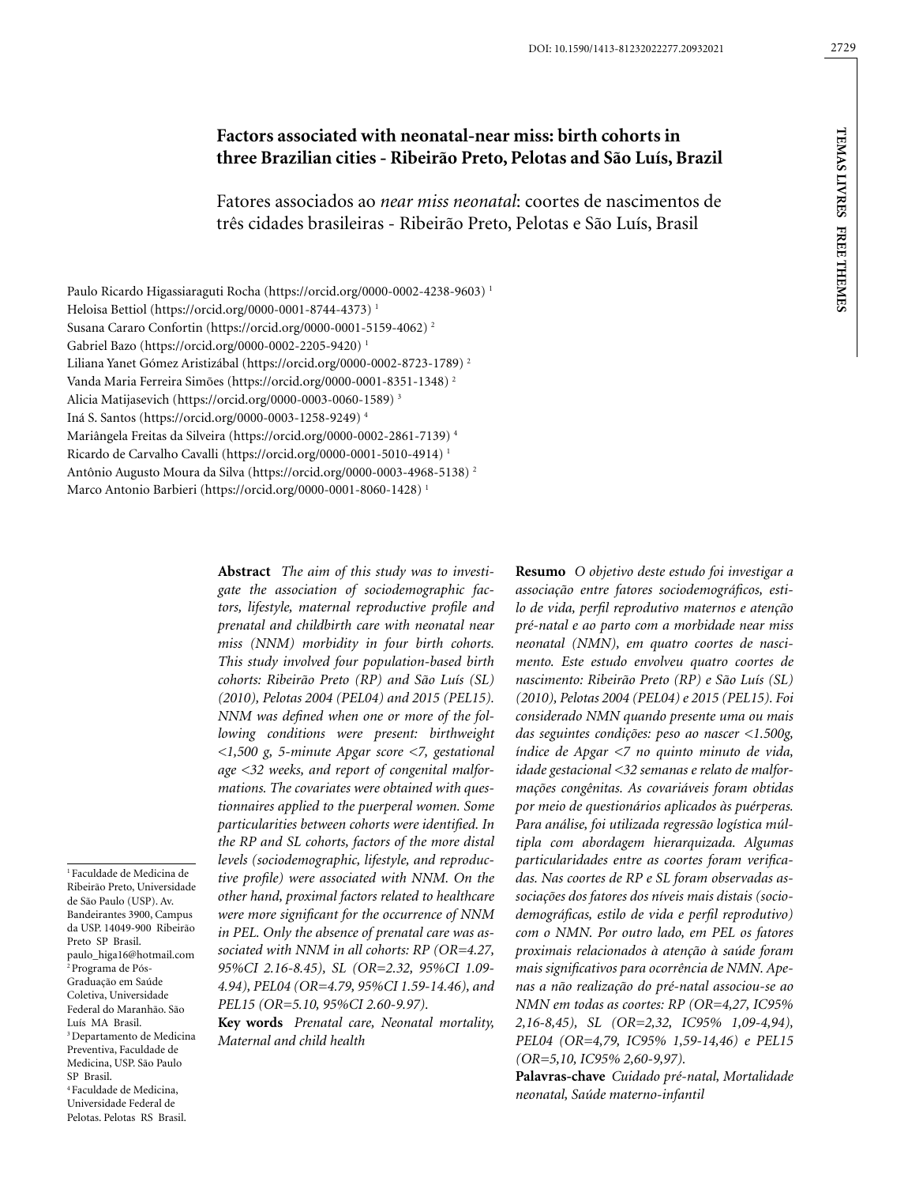# Factors associated with neonatal-near miss: birth cohorts in three Brazilian cities - Ribeirão Preto, Pelotas and São Luís, Brazil

Fatores associados ao *near miss neonatal*: coortes de nascimentos de três cidades brasileiras - Ribeirão Preto, Pelotas e São Luís, Brasil

Paulo Ricardo Higassiaraguti Rocha (https://orcid.org/0000-0002-4238-9603) [1]
Heloisa Bettiol (https://orcid.org/0000-0001-8744-4373) [1]
Susana Cararo Confortin (https://orcid.org/0000-0001-5159-4062) [2]
Gabriel Bazo (https://orcid.org/0000-0002-2205-9420) [1]
Liliana Yanet Gómez Aristizábal (https://orcid.org/0000-0002-8723-1789) [2]
Vanda Maria Ferreira Simões (https://orcid.org/0000-0001-8351-1348) [2]
Alicia Matijasevich (https://orcid.org/0000-0003-0060-1589) [3]
Iná S. Santos (https://orcid.org/0000-0003-1258-9249) [4]
Mariângela Freitas da Silveira (https://orcid.org/0000-0002-2861-7139) [4]
Ricardo de Carvalho Cavalli (https://orcid.org/0000-0001-5010-4914) [1]
Antônio Augusto Moura da Silva (https://orcid.org/0000-0003-4968-5138) [2]
Marco Antonio Barbieri (https://orcid.org/0000-0001-8060-1428) [1]

[1] Faculdade de Medicina de Ribeirão Preto, Universidade de São Paulo (USP). Av. Bandeirantes 3900, Campus da USP. 14049-900 Ribeirão Preto SP Brasil. paulo_higa16@hotmail.com
[2] Programa de Pós-Graduação em Saúde Coletiva, Universidade Federal do Maranhão. São Luís MA Brasil.
[3] Departamento de Medicina Preventiva, Faculdade de Medicina, USP. São Paulo SP Brasil.
[4] Faculdade de Medicina, Universidade Federal de Pelotas. Pelotas RS Brasil.

**Abstract** *The aim of this study was to investigate the association of sociodemographic factors, lifestyle, maternal reproductive profile and prenatal and childbirth care with neonatal near miss (NNM) morbidity in four birth cohorts. This study involved four population-based birth cohorts: Ribeirão Preto (RP) and São Luís (SL) (2010), Pelotas 2004 (PEL04) and 2015 (PEL15). NNM was defined when one or more of the following conditions were present: birthweight <1,500 g, 5-minute Apgar score <7, gestational age <32 weeks, and report of congenital malformations. The covariates were obtained with questionnaires applied to the puerperal women. Some particularities between cohorts were identified. In the RP and SL cohorts, factors of the more distal levels (sociodemographic, lifestyle, and reproductive profile) were associated with NNM. On the other hand, proximal factors related to healthcare were more significant for the occurrence of NNM in PEL. Only the absence of prenatal care was associated with NNM in all cohorts: RP (OR=4.27, 95%CI 2.16-8.45), SL (OR=2.32, 95%CI 1.09-4.94), PEL04 (OR=4.79, 95%CI 1.59-14.46), and PEL15 (OR=5.10, 95%CI 2.60-9.97).*

**Key words** *Prenatal care, Neonatal mortality, Maternal and child health*

**Resumo** *O objetivo deste estudo foi investigar a associação entre fatores sociodemográficos, estilo de vida, perfil reprodutivo maternos e atenção pré-natal e ao parto com a morbidade near miss neonatal (NMN), em quatro coortes de nascimento. Este estudo envolveu quatro coortes de nascimento: Ribeirão Preto (RP) e São Luís (SL) (2010), Pelotas 2004 (PEL04) e 2015 (PEL15). Foi considerado NMN quando presente uma ou mais das seguintes condições: peso ao nascer <1.500g, índice de Apgar <7 no quinto minuto de vida, idade gestacional <32 semanas e relato de malformações congênitas. As covariáveis foram obtidas por meio de questionários aplicados às puérperas. Para análise, foi utilizada regressão logística múltipla com abordagem hierarquizada. Algumas particularidades entre as coortes foram verificadas. Nas coortes de RP e SL foram observadas associações dos fatores dos níveis mais distais (sociodemográficas, estilo de vida e perfil reprodutivo) com o NMN. Por outro lado, em PEL os fatores proximais relacionados à atenção à saúde foram mais significativos para ocorrência de NMN. Apenas a não realização do pré-natal associou-se ao NMN em todas as coortes: RP (OR=4,27, IC95% 2,16-8,45), SL (OR=2,32, IC95% 1,09-4,94), PEL04 (OR=4,79, IC95% 1,59-14,46) e PEL15 (OR=5,10, IC95% 2,60-9,97).*

**Palavras-chave** *Cuidado pré-natal, Mortalidade neonatal, Saúde materno-infantil*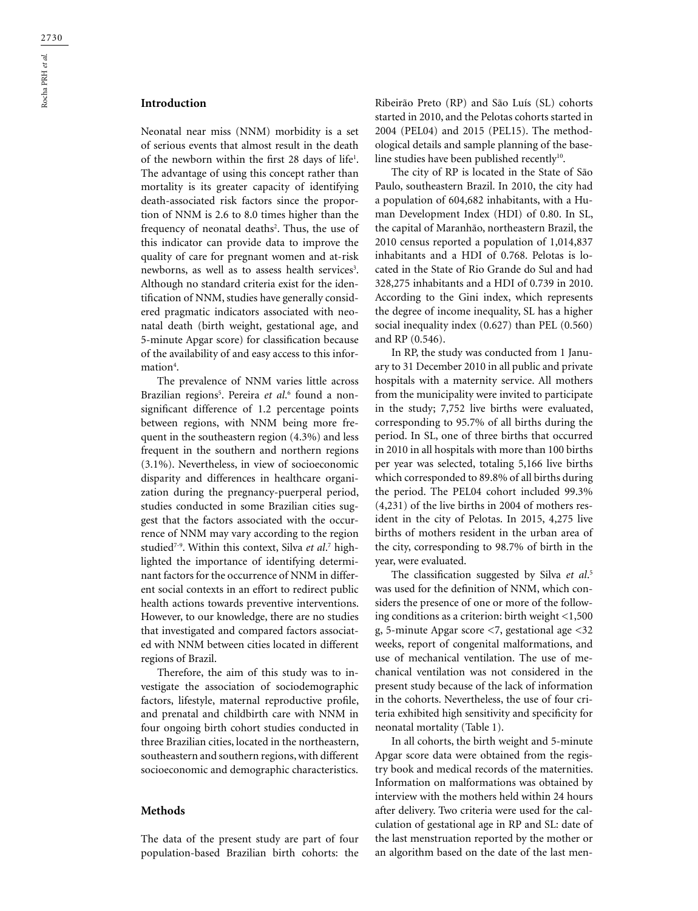## Introduction

Neonatal near miss (NNM) morbidity is a set of serious events that almost result in the death of the newborn within the first 28 days of life[1]. The advantage of using this concept rather than mortality is its greater capacity of identifying death-associated risk factors since the proportion of NNM is 2.6 to 8.0 times higher than the frequency of neonatal deaths[2]. Thus, the use of this indicator can provide data to improve the quality of care for pregnant women and at-risk newborns, as well as to assess health services[3]. Although no standard criteria exist for the identification of NNM, studies have generally considered pragmatic indicators associated with neonatal death (birth weight, gestational age, and 5-minute Apgar score) for classification because of the availability of and easy access to this information[4].

The prevalence of NNM varies little across Brazilian regions[5]. Pereira *et al.*[6] found a non-significant difference of 1.2 percentage points between regions, with NNM being more frequent in the southeastern region (4.3%) and less frequent in the southern and northern regions (3.1%). Nevertheless, in view of socioeconomic disparity and differences in healthcare organization during the pregnancy-puerperal period, studies conducted in some Brazilian cities suggest that the factors associated with the occurrence of NNM may vary according to the region studied[7-9]. Within this context, Silva *et al.*[7] highlighted the importance of identifying determinant factors for the occurrence of NNM in different social contexts in an effort to redirect public health actions towards preventive interventions. However, to our knowledge, there are no studies that investigated and compared factors associated with NNM between cities located in different regions of Brazil.

Therefore, the aim of this study was to investigate the association of sociodemographic factors, lifestyle, maternal reproductive profile, and prenatal and childbirth care with NNM in four ongoing birth cohort studies conducted in three Brazilian cities, located in the northeastern, southeastern and southern regions, with different socioeconomic and demographic characteristics.

## Methods

The data of the present study are part of four population-based Brazilian birth cohorts: the Ribeirão Preto (RP) and São Luís (SL) cohorts started in 2010, and the Pelotas cohorts started in 2004 (PEL04) and 2015 (PEL15). The methodological details and sample planning of the baseline studies have been published recently[10].

The city of RP is located in the State of São Paulo, southeastern Brazil. In 2010, the city had a population of 604,682 inhabitants, with a Human Development Index (HDI) of 0.80. In SL, the capital of Maranhão, northeastern Brazil, the 2010 census reported a population of 1,014,837 inhabitants and a HDI of 0.768. Pelotas is located in the State of Rio Grande do Sul and had 328,275 inhabitants and a HDI of 0.739 in 2010. According to the Gini index, which represents the degree of income inequality, SL has a higher social inequality index (0.627) than PEL (0.560) and RP (0.546).

In RP, the study was conducted from 1 January to 31 December 2010 in all public and private hospitals with a maternity service. All mothers from the municipality were invited to participate in the study; 7,752 live births were evaluated, corresponding to 95.7% of all births during the period. In SL, one of three births that occurred in 2010 in all hospitals with more than 100 births per year was selected, totaling 5,166 live births which corresponded to 89.8% of all births during the period. The PEL04 cohort included 99.3% (4,231) of the live births in 2004 of mothers resident in the city of Pelotas. In 2015, 4,275 live births of mothers resident in the urban area of the city, corresponding to 98.7% of birth in the year, were evaluated.

The classification suggested by Silva *et al.*[5] was used for the definition of NNM, which considers the presence of one or more of the following conditions as a criterion: birth weight <1,500 g, 5-minute Apgar score <7, gestational age <32 weeks, report of congenital malformations, and use of mechanical ventilation. The use of mechanical ventilation was not considered in the present study because of the lack of information in the cohorts. Nevertheless, the use of four criteria exhibited high sensitivity and specificity for neonatal mortality (Table 1).

In all cohorts, the birth weight and 5-minute Apgar score data were obtained from the registry book and medical records of the maternities. Information on malformations was obtained by interview with the mothers held within 24 hours after delivery. Two criteria were used for the calculation of gestational age in RP and SL: date of the last menstruation reported by the mother or an algorithm based on the date of the last men-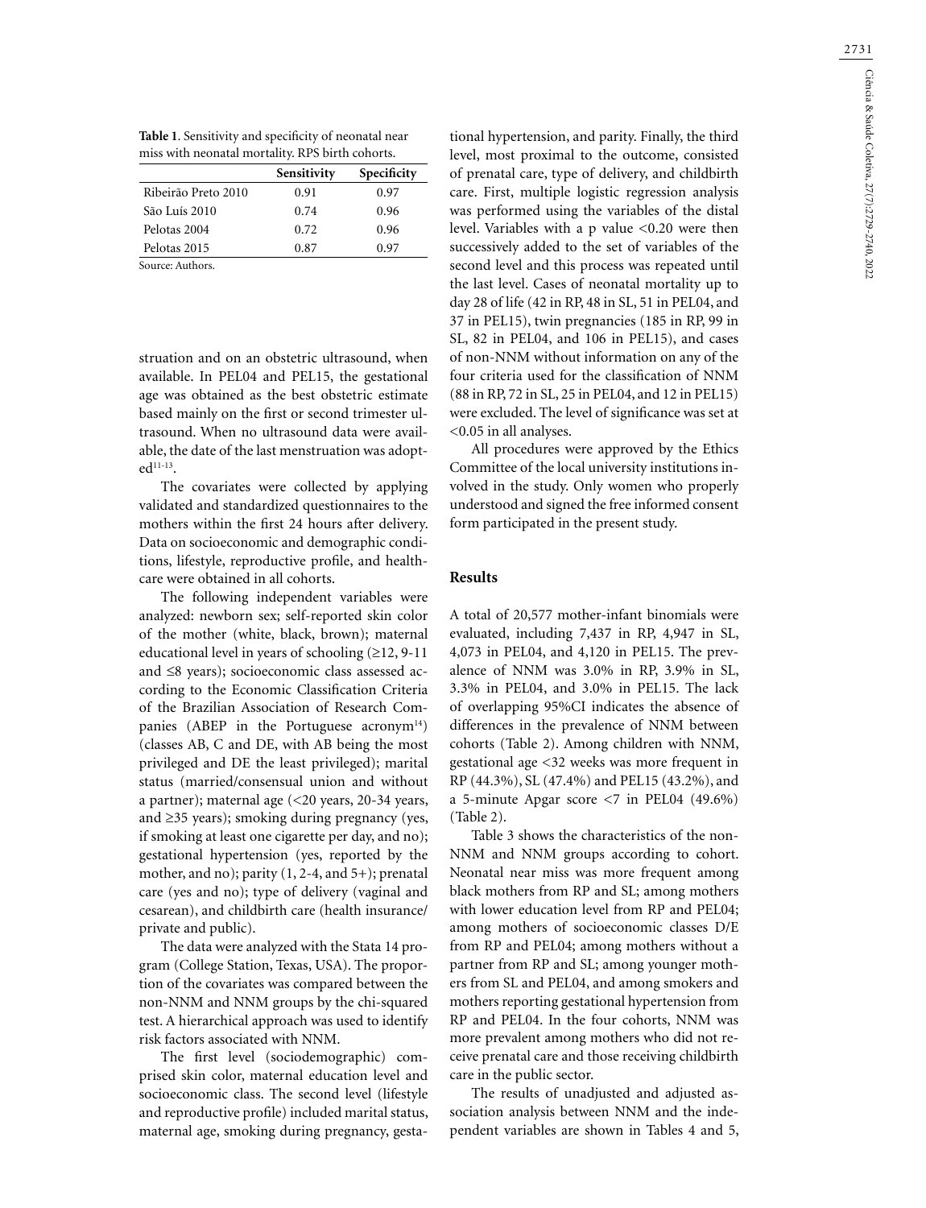**Table 1**. Sensitivity and specificity of neonatal near miss with neonatal mortality. RPS birth cohorts.

| | Sensitivity | Specificity |
|---|---|---|
| Ribeirão Preto 2010 | 0.91 | 0.97 |
| São Luís 2010 | 0.74 | 0.96 |
| Pelotas 2004 | 0.72 | 0.96 |
| Pelotas 2015 | 0.87 | 0.97 |

Source: Authors.

struation and on an obstetric ultrasound, when available. In PEL04 and PEL15, the gestational age was obtained as the best obstetric estimate based mainly on the first or second trimester ultrasound. When no ultrasound data were available, the date of the last menstruation was adopted[11-13].

The covariates were collected by applying validated and standardized questionnaires to the mothers within the first 24 hours after delivery. Data on socioeconomic and demographic conditions, lifestyle, reproductive profile, and healthcare were obtained in all cohorts.

The following independent variables were analyzed: newborn sex; self-reported skin color of the mother (white, black, brown); maternal educational level in years of schooling (≥12, 9-11 and ≤8 years); socioeconomic class assessed according to the Economic Classification Criteria of the Brazilian Association of Research Companies (ABEP in the Portuguese acronym[14]) (classes AB, C and DE, with AB being the most privileged and DE the least privileged); marital status (married/consensual union and without a partner); maternal age (<20 years, 20-34 years, and ≥35 years); smoking during pregnancy (yes, if smoking at least one cigarette per day, and no); gestational hypertension (yes, reported by the mother, and no); parity (1, 2-4, and 5+); prenatal care (yes and no); type of delivery (vaginal and cesarean), and childbirth care (health insurance/private and public).

The data were analyzed with the Stata 14 program (College Station, Texas, USA). The proportion of the covariates was compared between the non-NNM and NNM groups by the chi-squared test. A hierarchical approach was used to identify risk factors associated with NNM.

The first level (sociodemographic) comprised skin color, maternal education level and socioeconomic class. The second level (lifestyle and reproductive profile) included marital status, maternal age, smoking during pregnancy, gestational hypertension, and parity. Finally, the third level, most proximal to the outcome, consisted of prenatal care, type of delivery, and childbirth care. First, multiple logistic regression analysis was performed using the variables of the distal level. Variables with a p value <0.20 were then successively added to the set of variables of the second level and this process was repeated until the last level. Cases of neonatal mortality up to day 28 of life (42 in RP, 48 in SL, 51 in PEL04, and 37 in PEL15), twin pregnancies (185 in RP, 99 in SL, 82 in PEL04, and 106 in PEL15), and cases of non-NNM without information on any of the four criteria used for the classification of NNM (88 in RP, 72 in SL, 25 in PEL04, and 12 in PEL15) were excluded. The level of significance was set at <0.05 in all analyses.

All procedures were approved by the Ethics Committee of the local university institutions involved in the study. Only women who properly understood and signed the free informed consent form participated in the present study.

## Results

A total of 20,577 mother-infant binomials were evaluated, including 7,437 in RP, 4,947 in SL, 4,073 in PEL04, and 4,120 in PEL15. The prevalence of NNM was 3.0% in RP, 3.9% in SL, 3.3% in PEL04, and 3.0% in PEL15. The lack of overlapping 95%CI indicates the absence of differences in the prevalence of NNM between cohorts (Table 2). Among children with NNM, gestational age <32 weeks was more frequent in RP (44.3%), SL (47.4%) and PEL15 (43.2%), and a 5-minute Apgar score <7 in PEL04 (49.6%) (Table 2).

Table 3 shows the characteristics of the non-NNM and NNM groups according to cohort. Neonatal near miss was more frequent among black mothers from RP and SL; among mothers with lower education level from RP and PEL04; among mothers of socioeconomic classes D/E from RP and PEL04; among mothers without a partner from RP and SL; among younger mothers from SL and PEL04, and among smokers and mothers reporting gestational hypertension from RP and PEL04. In the four cohorts, NNM was more prevalent among mothers who did not receive prenatal care and those receiving childbirth care in the public sector.

The results of unadjusted and adjusted association analysis between NNM and the independent variables are shown in Tables 4 and 5,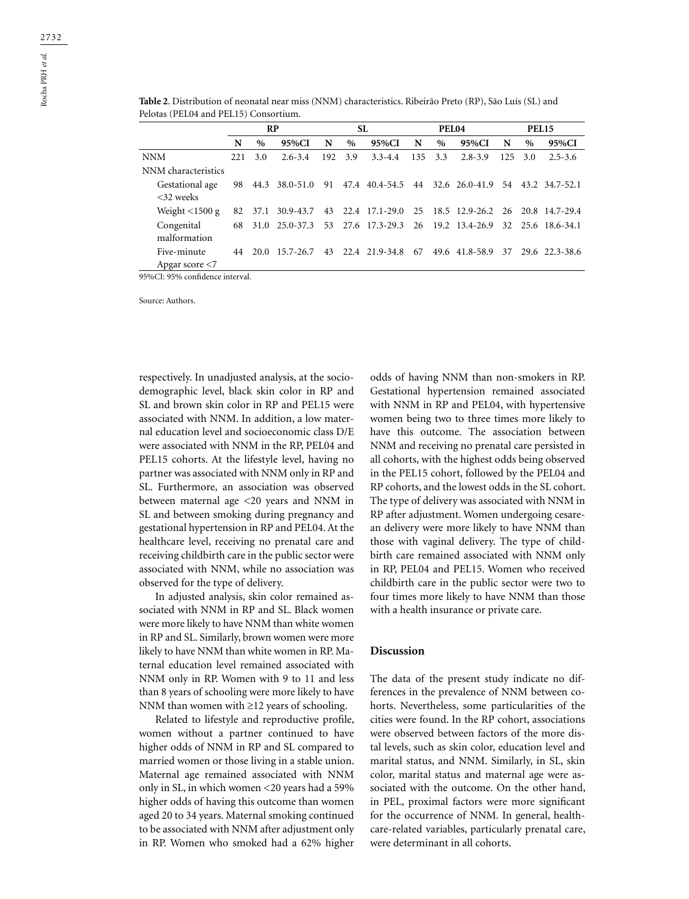**Table 2**. Distribution of neonatal near miss (NNM) characteristics. Ribeirão Preto (RP), São Luís (SL) and Pelotas (PEL04 and PEL15) Consortium.

| | RP | | | SL | | | PEL04 | | | PEL15 | | |
|---|---|---|---|---|---|---|---|---|---|---|---|---|
| | N | % | 95%CI | N | % | 95%CI | N | % | 95%CI | N | % | 95%CI |
| NNM | 221 | 3.0 | 2.6-3.4 | 192 | 3.9 | 3.3-4.4 | 135 | 3.3 | 2.8-3.9 | 125 | 3.0 | 2.5-3.6 |
| NNM characteristics | | | | | | | | | | | | |
| Gestational age <32 weeks | 98 | 44.3 | 38.0-51.0 | 91 | 47.4 | 40.4-54.5 | 44 | 32.6 | 26.0-41.9 | 54 | 43.2 | 34.7-52.1 |
| Weight <1500 g | 82 | 37.1 | 30.9-43.7 | 43 | 22.4 | 17.1-29.0 | 25 | 18.5 | 12.9-26.2 | 26 | 20.8 | 14.7-29.4 |
| Congenital malformation | 68 | 31.0 | 25.0-37.3 | 53 | 27.6 | 17.3-29.3 | 26 | 19.2 | 13.4-26.9 | 32 | 25.6 | 18.6-34.1 |
| Five-minute Apgar score <7 | 44 | 20.0 | 15.7-26.7 | 43 | 22.4 | 21.9-34.8 | 67 | 49.6 | 41.8-58.9 | 37 | 29.6 | 22.3-38.6 |

95%CI: 95% confidence interval.

Source: Authors.

respectively. In unadjusted analysis, at the sociodemographic level, black skin color in RP and SL and brown skin color in RP and PEL15 were associated with NNM. In addition, a low maternal education level and socioeconomic class D/E were associated with NNM in the RP, PEL04 and PEL15 cohorts. At the lifestyle level, having no partner was associated with NNM only in RP and SL. Furthermore, an association was observed between maternal age <20 years and NNM in SL and between smoking during pregnancy and gestational hypertension in RP and PEL04. At the healthcare level, receiving no prenatal care and receiving childbirth care in the public sector were associated with NNM, while no association was observed for the type of delivery.

In adjusted analysis, skin color remained associated with NNM in RP and SL. Black women were more likely to have NNM than white women in RP and SL. Similarly, brown women were more likely to have NNM than white women in RP. Maternal education level remained associated with NNM only in RP. Women with 9 to 11 and less than 8 years of schooling were more likely to have NNM than women with ≥12 years of schooling.

Related to lifestyle and reproductive profile, women without a partner continued to have higher odds of NNM in RP and SL compared to married women or those living in a stable union. Maternal age remained associated with NNM only in SL, in which women <20 years had a 59% higher odds of having this outcome than women aged 20 to 34 years. Maternal smoking continued to be associated with NNM after adjustment only in RP. Women who smoked had a 62% higher odds of having NNM than non-smokers in RP. Gestational hypertension remained associated with NNM in RP and PEL04, with hypertensive women being two to three times more likely to have this outcome. The association between NNM and receiving no prenatal care persisted in all cohorts, with the highest odds being observed in the PEL15 cohort, followed by the PEL04 and RP cohorts, and the lowest odds in the SL cohort. The type of delivery was associated with NNM in RP after adjustment. Women undergoing cesarean delivery were more likely to have NNM than those with vaginal delivery. The type of childbirth care remained associated with NNM only in RP, PEL04 and PEL15. Women who received childbirth care in the public sector were two to four times more likely to have NNM than those with a health insurance or private care.

## Discussion

The data of the present study indicate no differences in the prevalence of NNM between cohorts. Nevertheless, some particularities of the cities were found. In the RP cohort, associations were observed between factors of the more distal levels, such as skin color, education level and marital status, and NNM. Similarly, in SL, skin color, marital status and maternal age were associated with the outcome. On the other hand, in PEL, proximal factors were more significant for the occurrence of NNM. In general, healthcare-related variables, particularly prenatal care, were determinant in all cohorts.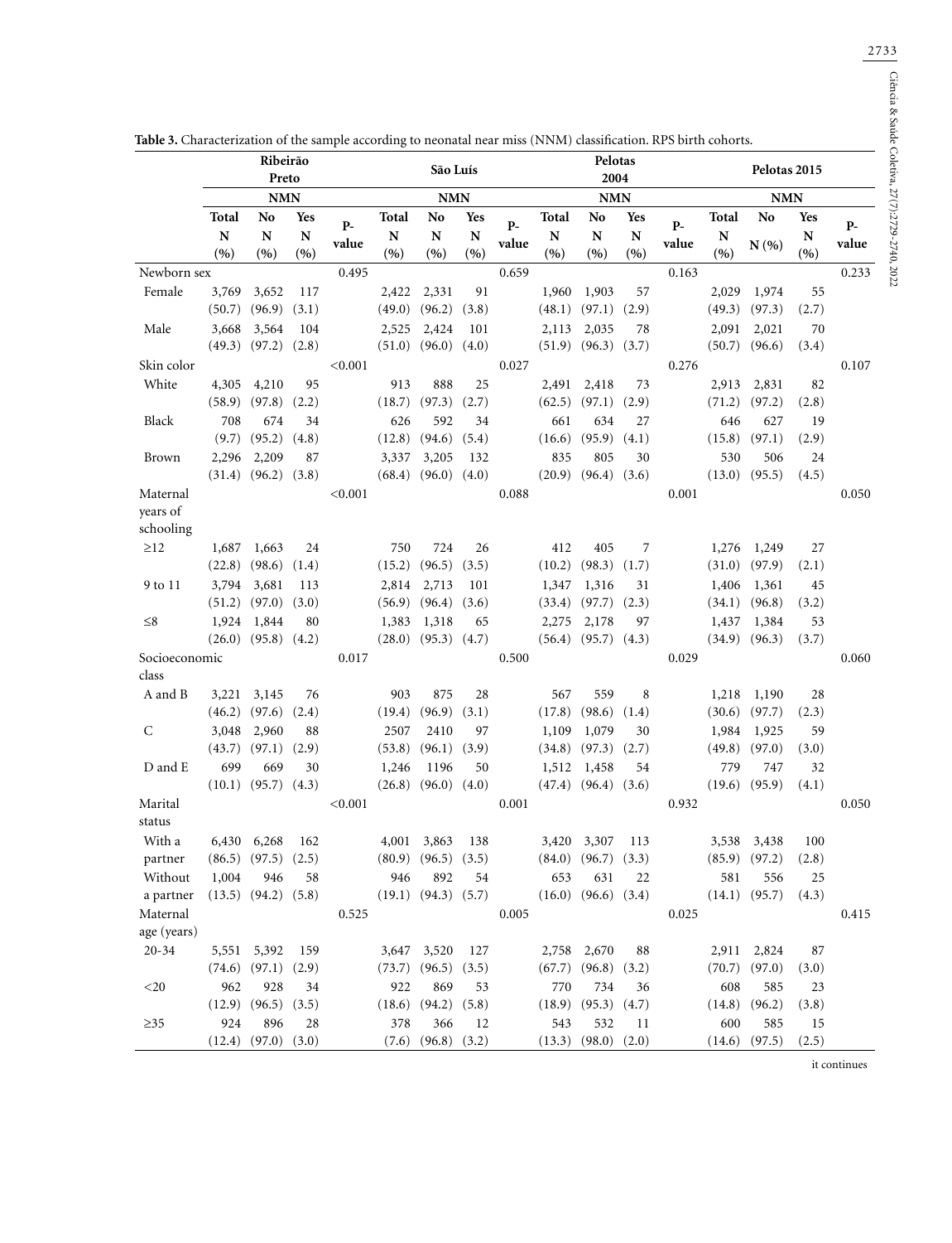**Table 3.** Characterization of the sample according to neonatal near miss (NNM) classification. RPS birth cohorts.

| | Ribeirão Preto | | | | São Luís | | | | Pelotas 2004 | | | | Pelotas 2015 | | | |
|---|---|---|---|---|---|---|---|---|---|---|---|---|---|---|---|---|
| | NMN | | | | NMN | | | | NMN | | | | NMN | | | |
| | Total N (%) | No N (%) | Yes N (%) | P-value | Total N (%) | No N (%) | Yes N (%) | P-value | Total N (%) | No N (%) | Yes N (%) | P-value | Total N (%) | No N (%) | Yes N (%) | P-value |
| Newborn sex | | | | 0.495 | | | | 0.659 | | | | 0.163 | | | | 0.233 |
| Female | 3,769 (50.7) | 3,652 (96.9) | 117 (3.1) | | 2,422 (49.0) | 2,331 (96.2) | 91 (3.8) | | 1,960 (48.1) | 1,903 (97.1) | 57 (2.9) | | 2,029 (49.3) | 1,974 (97.3) | 55 (2.7) | |
| Male | 3,668 (49.3) | 3,564 (97.2) | 104 (2.8) | | 2,525 (51.0) | 2,424 (96.0) | 101 (4.0) | | 2,113 (51.9) | 2,035 (96.3) | 78 (3.7) | | 2,091 (50.7) | 2,021 (96.6) | 70 (3.4) | |
| Skin color | | | | <0.001 | | | | 0.027 | | | | 0.276 | | | | 0.107 |
| White | 4,305 (58.9) | 4,210 (97.8) | 95 (2.2) | | 913 (18.7) | 888 (97.3) | 25 (2.7) | | 2,491 (62.5) | 2,418 (97.1) | 73 (2.9) | | 2,913 (71.2) | 2,831 (97.2) | 82 (2.8) | |
| Black | 708 (9.7) | 674 (95.2) | 34 (4.8) | | 626 (12.8) | 592 (94.6) | 34 (5.4) | | 661 (16.6) | 634 (95.9) | 27 (4.1) | | 646 (15.8) | 627 (97.1) | 19 (2.9) | |
| Brown | 2,296 (31.4) | 2,209 (96.2) | 87 (3.8) | | 3,337 (68.4) | 3,205 (96.0) | 132 (4.0) | | 835 (20.9) | 805 (96.4) | 30 (3.6) | | 530 (13.0) | 506 (95.5) | 24 (4.5) | |
| Maternal years of schooling | | | | <0.001 | | | | 0.088 | | | | 0.001 | | | | 0.050 |
| ≥12 | 1,687 (22.8) | 1,663 (98.6) | 24 (1.4) | | 750 (15.2) | 724 (96.5) | 26 (3.5) | | 412 (10.2) | 405 (98.3) | 7 (1.7) | | 1,276 (31.0) | 1,249 (97.9) | 27 (2.1) | |
| 9 to 11 | 3,794 (51.2) | 3,681 (97.0) | 113 (3.0) | | 2,814 (56.9) | 2,713 (96.4) | 101 (3.6) | | 1,347 (33.4) | 1,316 (97.7) | 31 (2.3) | | 1,406 (34.1) | 1,361 (96.8) | 45 (3.2) | |
| ≤8 | 1,924 (26.0) | 1,844 (95.8) | 80 (4.2) | | 1,383 (28.0) | 1,318 (95.3) | 65 (4.7) | | 2,275 (56.4) | 2,178 (95.7) | 97 (4.3) | | 1,437 (34.9) | 1,384 (96.3) | 53 (3.7) | |
| Socioeconomic class | | | | 0.017 | | | | 0.500 | | | | 0.029 | | | | 0.060 |
| A and B | 3,221 (46.2) | 3,145 (97.6) | 76 (2.4) | | 903 (19.4) | 875 (96.9) | 28 (3.1) | | 567 (17.8) | 559 (98.6) | 8 (1.4) | | 1,218 (30.6) | 1,190 (97.7) | 28 (2.3) | |
| C | 3,048 (43.7) | 2,960 (97.1) | 88 (2.9) | | 2507 (53.8) | 2410 (96.1) | 97 (3.9) | | 1,109 (34.8) | 1,079 (97.3) | 30 (2.7) | | 1,984 (49.8) | 1,925 (97.0) | 59 (3.0) | |
| D and E | 699 (10.1) | 669 (95.7) | 30 (4.3) | | 1,246 (26.8) | 1196 (96.0) | 50 (4.0) | | 1,512 (47.4) | 1,458 (96.4) | 54 (3.6) | | 779 (19.6) | 747 (95.9) | 32 (4.1) | |
| Marital status | | | | <0.001 | | | | 0.001 | | | | 0.932 | | | | 0.050 |
| With a partner | 6,430 (86.5) | 6,268 (97.5) | 162 (2.5) | | 4,001 (80.9) | 3,863 (96.5) | 138 (3.5) | | 3,420 (84.0) | 3,307 (96.7) | 113 (3.3) | | 3,538 (85.9) | 3,438 (97.2) | 100 (2.8) | |
| Without a partner | 1,004 (13.5) | 946 (94.2) | 58 (5.8) | | 946 (19.1) | 892 (94.3) | 54 (5.7) | | 653 (16.0) | 631 (96.6) | 22 (3.4) | | 581 (14.1) | 556 (95.7) | 25 (4.3) | |
| Maternal age (years) | | | | 0.525 | | | | 0.005 | | | | 0.025 | | | | 0.415 |
| 20-34 | 5,551 (74.6) | 5,392 (97.1) | 159 (2.9) | | 3,647 (73.7) | 3,520 (96.5) | 127 (3.5) | | 2,758 (67.7) | 2,670 (96.8) | 88 (3.2) | | 2,911 (70.7) | 2,824 (97.0) | 87 (3.0) | |
| <20 | 962 (12.9) | 928 (96.5) | 34 (3.5) | | 922 (18.6) | 869 (94.2) | 53 (5.8) | | 770 (18.9) | 734 (95.3) | 36 (4.7) | | 608 (14.8) | 585 (96.2) | 23 (3.8) | |
| ≥35 | 924 (12.4) | 896 (97.0) | 28 (3.0) | | 378 (7.6) | 366 (96.8) | 12 (3.2) | | 543 (13.3) | 532 (98.0) | 11 (2.0) | | 600 (14.6) | 585 (97.5) | 15 (2.5) | |

it continues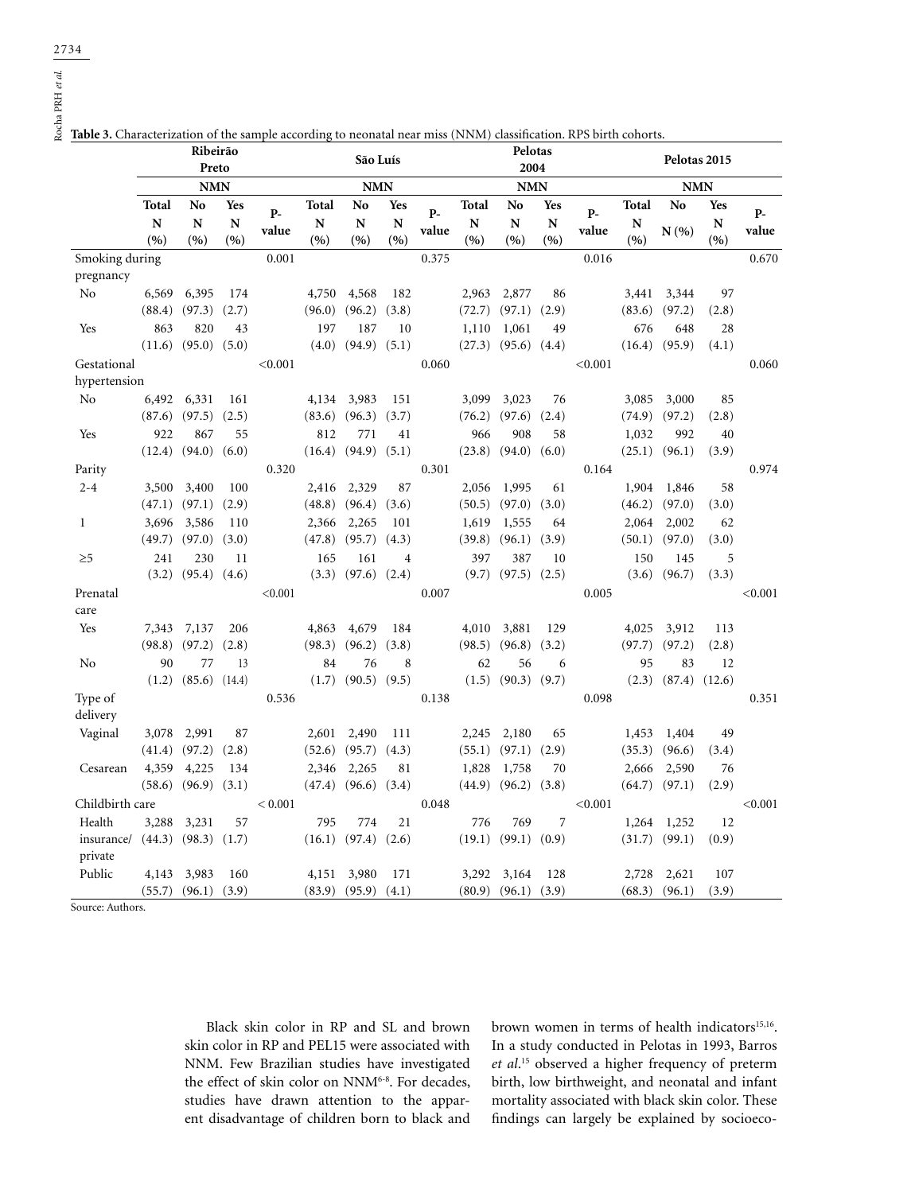**Table 3.** Characterization of the sample according to neonatal near miss (NNM) classification. RPS birth cohorts.

| | Ribeirão Preto | | | | São Luís | | | | Pelotas 2004 | | | | Pelotas 2015 | | | |
|---|---|---|---|---|---|---|---|---|---|---|---|---|---|---|---|---|
| | NMN | | | | NMN | | | | NMN | | | | NMN | | | |
| | Total N (%) | No N (%) | Yes N (%) | P-value | Total N (%) | No N (%) | Yes N (%) | P-value | Total N (%) | No N (%) | Yes N (%) | P-value | Total N (%) | No N (%) | Yes N (%) | P-value |
| Smoking during pregnancy | | | | 0.001 | | | | 0.375 | | | | 0.016 | | | | 0.670 |
| No | 6,569 (88.4) | 6,395 (97.3) | 174 (2.7) | | 4,750 (96.0) | 4,568 (96.2) | 182 (3.8) | | 2,963 (72.7) | 2,877 (97.1) | 86 (2.9) | | 3,441 (83.6) | 3,344 (97.2) | 97 (2.8) | |
| Yes | 863 (11.6) | 820 (95.0) | 43 (5.0) | | 197 (4.0) | 187 (94.9) | 10 (5.1) | | 1,110 (27.3) | 1,061 (95.6) | 49 (4.4) | | 676 (16.4) | 648 (95.9) | 28 (4.1) | |
| Gestational hypertension | | | | <0.001 | | | | 0.060 | | | | <0.001 | | | | 0.060 |
| No | 6,492 (87.6) | 6,331 (97.5) | 161 (2.5) | | 4,134 (83.6) | 3,983 (96.3) | 151 (3.7) | | 3,099 (76.2) | 3,023 (97.6) | 76 (2.4) | | 3,085 (74.9) | 3,000 (97.2) | 85 (2.8) | |
| Yes | 922 (12.4) | 867 (94.0) | 55 (6.0) | | 812 (16.4) | 771 (94.9) | 41 (5.1) | | 966 (23.8) | 908 (94.0) | 58 (6.0) | | 1,032 (25.1) | 992 (96.1) | 40 (3.9) | |
| Parity | | | | 0.320 | | | | 0.301 | | | | 0.164 | | | | 0.974 |
| 2-4 | 3,500 (47.1) | 3,400 (97.1) | 100 (2.9) | | 2,416 (48.8) | 2,329 (96.4) | 87 (3.6) | | 2,056 (50.5) | 1,995 (97.0) | 61 (3.0) | | 1,904 (46.2) | 1,846 (97.0) | 58 (3.0) | |
| 1 | 3,696 (49.7) | 3,586 (97.0) | 110 (3.0) | | 2,366 (47.8) | 2,265 (95.7) | 101 (4.3) | | 1,619 (39.8) | 1,555 (96.1) | 64 (3.9) | | 2,064 (50.1) | 2,002 (97.0) | 62 (3.0) | |
| ≥5 | 241 (3.2) | 230 (95.4) | 11 (4.6) | | 165 (3.3) | 161 (97.6) | 4 (2.4) | | 397 (9.7) | 387 (97.5) | 10 (2.5) | | 150 (3.6) | 145 (96.7) | 5 (3.3) | |
| Prenatal care | | | | <0.001 | | | | 0.007 | | | | 0.005 | | | | <0.001 |
| Yes | 7,343 (98.8) | 7,137 (97.2) | 206 (2.8) | | 4,863 (98.3) | 4,679 (96.2) | 184 (3.8) | | 4,010 (98.5) | 3,881 (96.8) | 129 (3.2) | | 4,025 (97.7) | 3,912 (97.2) | 113 (2.8) | |
| No | 90 (1.2) | 77 (85.6) | 13 (14.4) | | 84 (1.7) | 76 (90.5) | 8 (9.5) | | 62 (1.5) | 56 (90.3) | 6 (9.7) | | 95 (2.3) | 83 (87.4) | 12 (12.6) | |
| Type of delivery | | | | 0.536 | | | | 0.138 | | | | 0.098 | | | | 0.351 |
| Vaginal | 3,078 (41.4) | 2,991 (97.2) | 87 (2.8) | | 2,601 (52.6) | 2,490 (95.7) | 111 (4.3) | | 2,245 (55.1) | 2,180 (97.1) | 65 (2.9) | | 1,453 (35.3) | 1,404 (96.6) | 49 (3.4) | |
| Cesarean | 4,359 (58.6) | 4,225 (96.9) | 134 (3.1) | | 2,346 (47.4) | 2,265 (96.6) | 81 (3.4) | | 1,828 (44.9) | 1,758 (96.2) | 70 (3.8) | | 2,666 (64.7) | 2,590 (97.1) | 76 (2.9) | |
| Childbirth care | | | | < 0.001 | | | | 0.048 | | | | <0.001 | | | | <0.001 |
| Health insurance/private | 3,288 (44.3) | 3,231 (98.3) | 57 (1.7) | | 795 (16.1) | 774 (97.4) | 21 (2.6) | | 776 (19.1) | 769 (99.1) | 7 (0.9) | | 1,264 (31.7) | 1,252 (99.1) | 12 (0.9) | |
| Public | 4,143 (55.7) | 3,983 (96.1) | 160 (3.9) | | 4,151 (83.9) | 3,980 (95.9) | 171 (4.1) | | 3,292 (80.9) | 3,164 (96.1) | 128 (3.9) | | 2,728 (68.3) | 2,621 (96.1) | 107 (3.9) | |

Source: Authors.

Black skin color in RP and SL and brown skin color in RP and PEL15 were associated with NNM. Few Brazilian studies have investigated the effect of skin color on NNM[6-8]. For decades, studies have drawn attention to the apparent disadvantage of children born to black and brown women in terms of health indicators[15,16]. In a study conducted in Pelotas in 1993, Barros *et al*.[15] observed a higher frequency of preterm birth, low birthweight, and neonatal and infant mortality associated with black skin color. These findings can largely be explained by socioeco-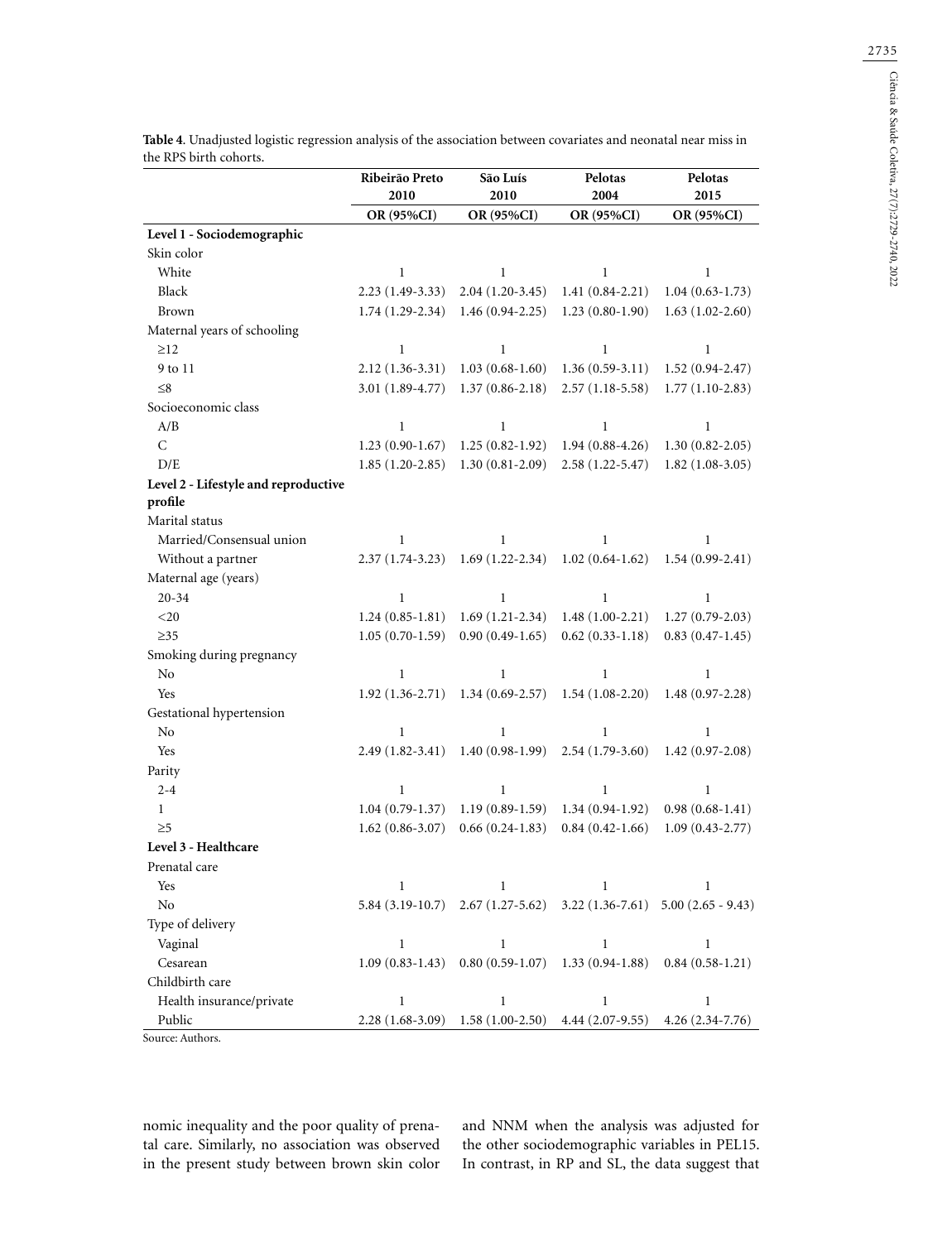**Table 4**. Unadjusted logistic regression analysis of the association between covariates and neonatal near miss in the RPS birth cohorts.

| | Ribeirão Preto 2010 | São Luís 2010 | Pelotas 2004 | Pelotas 2015 |
|---|---|---|---|---|
| | OR (95%CI) | OR (95%CI) | OR (95%CI) | OR (95%CI) |
| **Level 1 - Sociodemographic** | | | | |
| Skin color | | | | |
| White | 1 | 1 | 1 | 1 |
| Black | 2.23 (1.49-3.33) | 2.04 (1.20-3.45) | 1.41 (0.84-2.21) | 1.04 (0.63-1.73) |
| Brown | 1.74 (1.29-2.34) | 1.46 (0.94-2.25) | 1.23 (0.80-1.90) | 1.63 (1.02-2.60) |
| Maternal years of schooling | | | | |
| ≥12 | 1 | 1 | 1 | 1 |
| 9 to 11 | 2.12 (1.36-3.31) | 1.03 (0.68-1.60) | 1.36 (0.59-3.11) | 1.52 (0.94-2.47) |
| ≤8 | 3.01 (1.89-4.77) | 1.37 (0.86-2.18) | 2.57 (1.18-5.58) | 1.77 (1.10-2.83) |
| Socioeconomic class | | | | |
| A/B | 1 | 1 | 1 | 1 |
| C | 1.23 (0.90-1.67) | 1.25 (0.82-1.92) | 1.94 (0.88-4.26) | 1.30 (0.82-2.05) |
| D/E | 1.85 (1.20-2.85) | 1.30 (0.81-2.09) | 2.58 (1.22-5.47) | 1.82 (1.08-3.05) |
| **Level 2 - Lifestyle and reproductive profile** | | | | |
| Marital status | | | | |
| Married/Consensual union | 1 | 1 | 1 | 1 |
| Without a partner | 2.37 (1.74-3.23) | 1.69 (1.22-2.34) | 1.02 (0.64-1.62) | 1.54 (0.99-2.41) |
| Maternal age (years) | | | | |
| 20-34 | 1 | 1 | 1 | 1 |
| <20 | 1.24 (0.85-1.81) | 1.69 (1.21-2.34) | 1.48 (1.00-2.21) | 1.27 (0.79-2.03) |
| ≥35 | 1.05 (0.70-1.59) | 0.90 (0.49-1.65) | 0.62 (0.33-1.18) | 0.83 (0.47-1.45) |
| Smoking during pregnancy | | | | |
| No | 1 | 1 | 1 | 1 |
| Yes | 1.92 (1.36-2.71) | 1.34 (0.69-2.57) | 1.54 (1.08-2.20) | 1.48 (0.97-2.28) |
| Gestational hypertension | | | | |
| No | 1 | 1 | 1 | 1 |
| Yes | 2.49 (1.82-3.41) | 1.40 (0.98-1.99) | 2.54 (1.79-3.60) | 1.42 (0.97-2.08) |
| Parity | | | | |
| 2-4 | 1 | 1 | 1 | 1 |
| 1 | 1.04 (0.79-1.37) | 1.19 (0.89-1.59) | 1.34 (0.94-1.92) | 0.98 (0.68-1.41) |
| ≥5 | 1.62 (0.86-3.07) | 0.66 (0.24-1.83) | 0.84 (0.42-1.66) | 1.09 (0.43-2.77) |
| **Level 3 - Healthcare** | | | | |
| Prenatal care | | | | |
| Yes | 1 | 1 | 1 | 1 |
| No | 5.84 (3.19-10.7) | 2.67 (1.27-5.62) | 3.22 (1.36-7.61) | 5.00 (2.65 - 9.43) |
| Type of delivery | | | | |
| Vaginal | 1 | 1 | 1 | 1 |
| Cesarean | 1.09 (0.83-1.43) | 0.80 (0.59-1.07) | 1.33 (0.94-1.88) | 0.84 (0.58-1.21) |
| Childbirth care | | | | |
| Health insurance/private | 1 | 1 | 1 | 1 |
| Public | 2.28 (1.68-3.09) | 1.58 (1.00-2.50) | 4.44 (2.07-9.55) | 4.26 (2.34-7.76) |

Source: Authors.

nomic inequality and the poor quality of prenatal care. Similarly, no association was observed in the present study between brown skin color and NNM when the analysis was adjusted for the other sociodemographic variables in PEL15. In contrast, in RP and SL, the data suggest that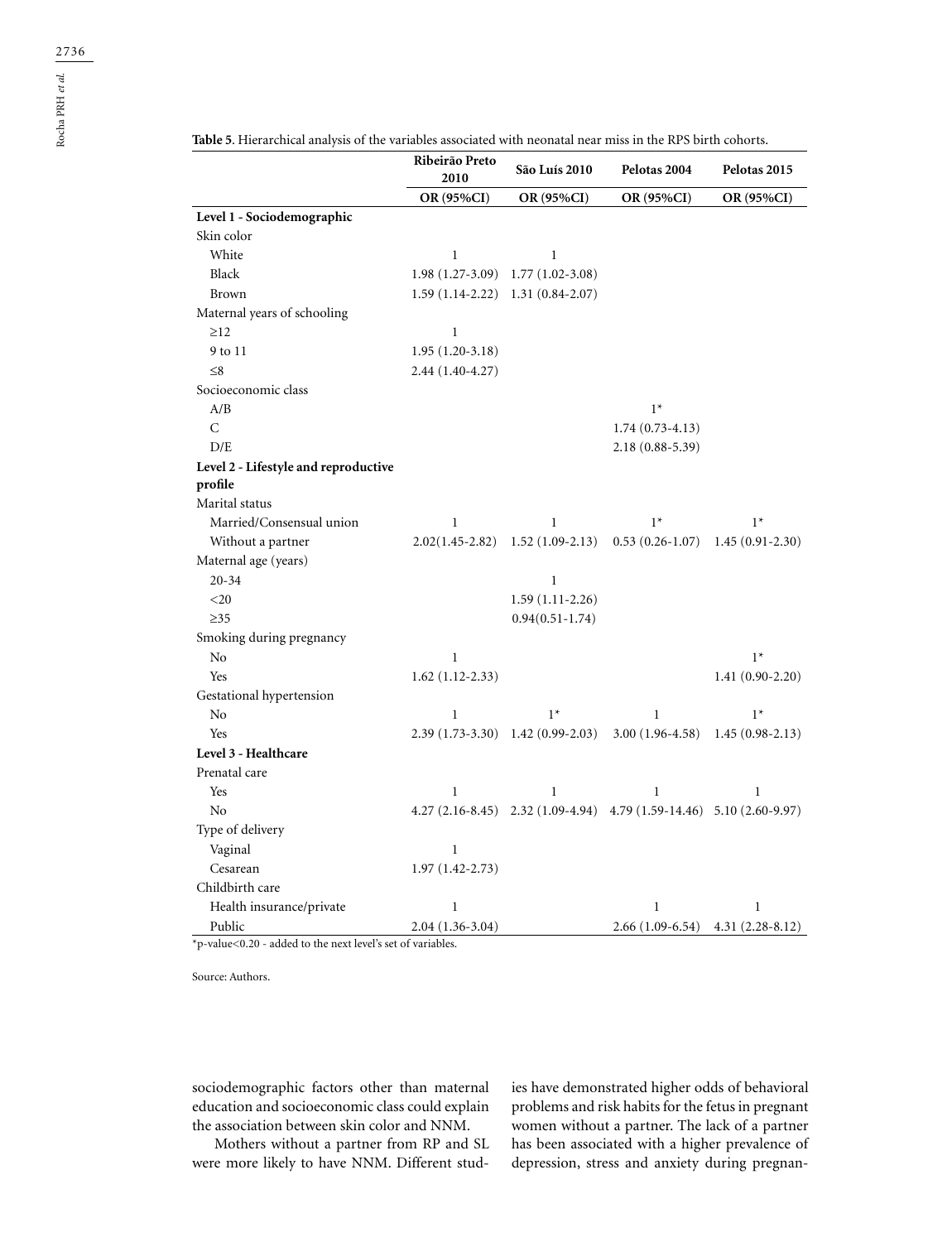**Table 5.** Hierarchical analysis of the variables associated with neonatal near miss in the RPS birth cohorts.

| | Ribeirão Preto 2010 | São Luís 2010 | Pelotas 2004 | Pelotas 2015 |
|---|---|---|---|---|
| | OR (95%CI) | OR (95%CI) | OR (95%CI) | OR (95%CI) |
| **Level 1 - Sociodemographic** | | | | |
| Skin color | | | | |
| White | 1 | 1 | | |
| Black | 1.98 (1.27-3.09) | 1.77 (1.02-3.08) | | |
| Brown | 1.59 (1.14-2.22) | 1.31 (0.84-2.07) | | |
| Maternal years of schooling | | | | |
| ≥12 | 1 | | | |
| 9 to 11 | 1.95 (1.20-3.18) | | | |
| ≤8 | 2.44 (1.40-4.27) | | | |
| Socioeconomic class | | | | |
| A/B | | | 1* | |
| C | | | 1.74 (0.73-4.13) | |
| D/E | | | 2.18 (0.88-5.39) | |
| **Level 2 - Lifestyle and reproductive profile** | | | | |
| Marital status | | | | |
| Married/Consensual union | 1 | 1 | 1* | 1* |
| Without a partner | 2.02(1.45-2.82) | 1.52 (1.09-2.13) | 0.53 (0.26-1.07) | 1.45 (0.91-2.30) |
| Maternal age (years) | | | | |
| 20-34 | | 1 | | |
| <20 | | 1.59 (1.11-2.26) | | |
| ≥35 | | 0.94(0.51-1.74) | | |
| Smoking during pregnancy | | | | |
| No | 1 | | | 1* |
| Yes | 1.62 (1.12-2.33) | | | 1.41 (0.90-2.20) |
| Gestational hypertension | | | | |
| No | 1 | 1* | 1 | 1* |
| Yes | 2.39 (1.73-3.30) | 1.42 (0.99-2.03) | 3.00 (1.96-4.58) | 1.45 (0.98-2.13) |
| **Level 3 - Healthcare** | | | | |
| Prenatal care | | | | |
| Yes | 1 | 1 | 1 | 1 |
| No | 4.27 (2.16-8.45) | 2.32 (1.09-4.94) | 4.79 (1.59-14.46) | 5.10 (2.60-9.97) |
| Type of delivery | | | | |
| Vaginal | 1 | | | |
| Cesarean | 1.97 (1.42-2.73) | | | |
| Childbirth care | | | | |
| Health insurance/private | 1 | | 1 | 1 |
| Public | 2.04 (1.36-3.04) | | 2.66 (1.09-6.54) | 4.31 (2.28-8.12) |

*p-value<0.20 - added to the next level's set of variables.

Source: Authors.

sociodemographic factors other than maternal education and socioeconomic class could explain the association between skin color and NNM.

Mothers without a partner from RP and SL were more likely to have NNM. Different studies have demonstrated higher odds of behavioral problems and risk habits for the fetus in pregnant women without a partner. The lack of a partner has been associated with a higher prevalence of depression, stress and anxiety during pregnan-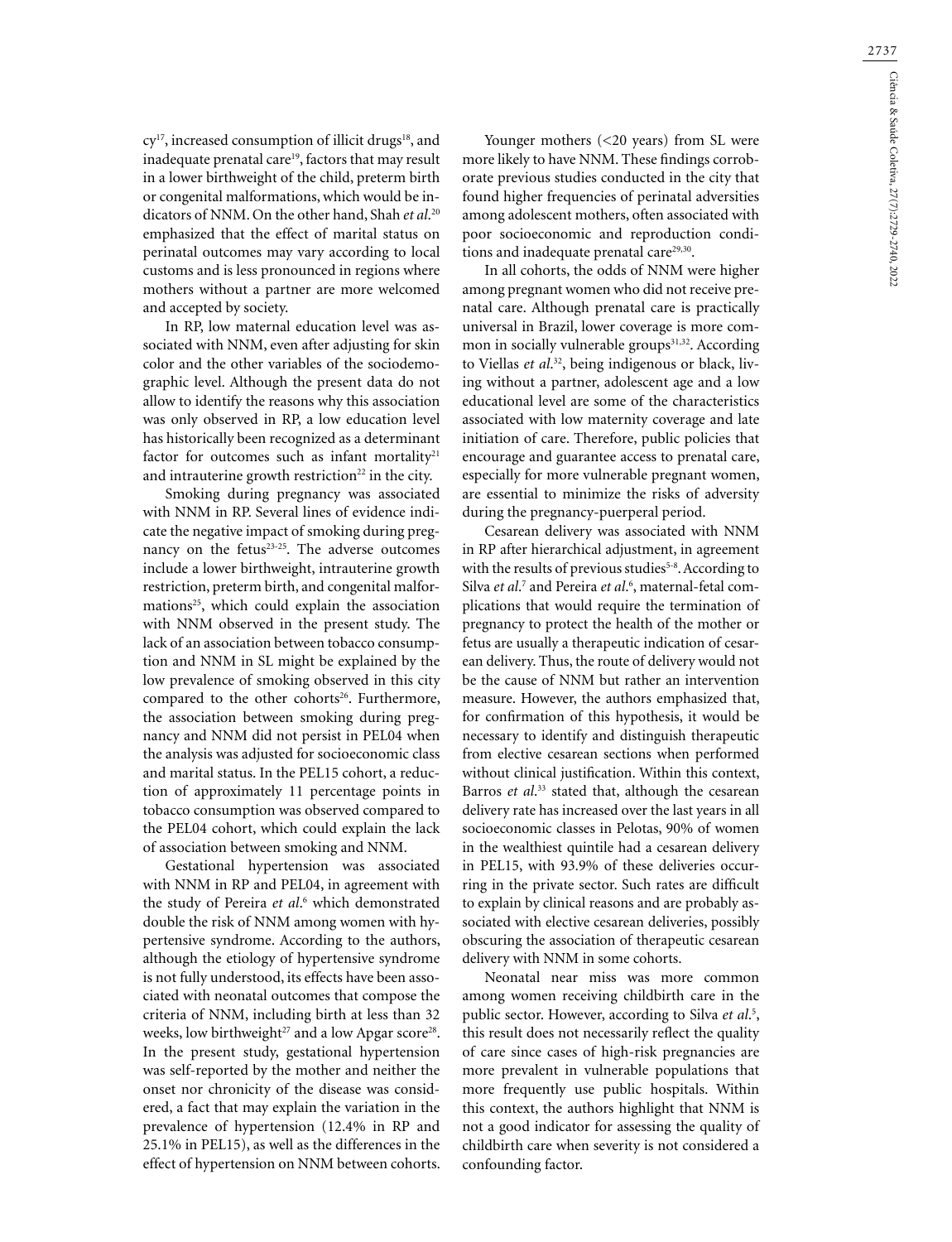cy[17], increased consumption of illicit drugs[18], and inadequate prenatal care[19], factors that may result in a lower birthweight of the child, preterm birth or congenital malformations, which would be indicators of NNM. On the other hand, Shah *et al*.[20] emphasized that the effect of marital status on perinatal outcomes may vary according to local customs and is less pronounced in regions where mothers without a partner are more welcomed and accepted by society.

In RP, low maternal education level was associated with NNM, even after adjusting for skin color and the other variables of the sociodemographic level. Although the present data do not allow to identify the reasons why this association was only observed in RP, a low education level has historically been recognized as a determinant factor for outcomes such as infant mortality[21] and intrauterine growth restriction[22] in the city.

Smoking during pregnancy was associated with NNM in RP. Several lines of evidence indicate the negative impact of smoking during pregnancy on the fetus[23-25]. The adverse outcomes include a lower birthweight, intrauterine growth restriction, preterm birth, and congenital malformations[25], which could explain the association with NNM observed in the present study. The lack of an association between tobacco consumption and NNM in SL might be explained by the low prevalence of smoking observed in this city compared to the other cohorts[26]. Furthermore, the association between smoking during pregnancy and NNM did not persist in PEL04 when the analysis was adjusted for socioeconomic class and marital status. In the PEL15 cohort, a reduction of approximately 11 percentage points in tobacco consumption was observed compared to the PEL04 cohort, which could explain the lack of association between smoking and NNM.

Gestational hypertension was associated with NNM in RP and PEL04, in agreement with the study of Pereira *et al*.[6] which demonstrated double the risk of NNM among women with hypertensive syndrome. According to the authors, although the etiology of hypertensive syndrome is not fully understood, its effects have been associated with neonatal outcomes that compose the criteria of NNM, including birth at less than 32 weeks, low birthweight[27] and a low Apgar score[28]. In the present study, gestational hypertension was self-reported by the mother and neither the onset nor chronicity of the disease was considered, a fact that may explain the variation in the prevalence of hypertension (12.4% in RP and 25.1% in PEL15), as well as the differences in the effect of hypertension on NNM between cohorts.

Younger mothers (<20 years) from SL were more likely to have NNM. These findings corroborate previous studies conducted in the city that found higher frequencies of perinatal adversities among adolescent mothers, often associated with poor socioeconomic and reproduction conditions and inadequate prenatal care[29,30].

In all cohorts, the odds of NNM were higher among pregnant women who did not receive prenatal care. Although prenatal care is practically universal in Brazil, lower coverage is more common in socially vulnerable groups[31,32]. According to Viellas *et al*.[32], being indigenous or black, living without a partner, adolescent age and a low educational level are some of the characteristics associated with low maternity coverage and late initiation of care. Therefore, public policies that encourage and guarantee access to prenatal care, especially for more vulnerable pregnant women, are essential to minimize the risks of adversity during the pregnancy-puerperal period.

Cesarean delivery was associated with NNM in RP after hierarchical adjustment, in agreement with the results of previous studies[5-8]. According to Silva *et al*.[7] and Pereira *et al*.[6], maternal-fetal complications that would require the termination of pregnancy to protect the health of the mother or fetus are usually a therapeutic indication of cesarean delivery. Thus, the route of delivery would not be the cause of NNM but rather an intervention measure. However, the authors emphasized that, for confirmation of this hypothesis, it would be necessary to identify and distinguish therapeutic from elective cesarean sections when performed without clinical justification. Within this context, Barros *et al*.[33] stated that, although the cesarean delivery rate has increased over the last years in all socioeconomic classes in Pelotas, 90% of women in the wealthiest quintile had a cesarean delivery in PEL15, with 93.9% of these deliveries occurring in the private sector. Such rates are difficult to explain by clinical reasons and are probably associated with elective cesarean deliveries, possibly obscuring the association of therapeutic cesarean delivery with NNM in some cohorts.

Neonatal near miss was more common among women receiving childbirth care in the public sector. However, according to Silva *et al*.[5], this result does not necessarily reflect the quality of care since cases of high-risk pregnancies are more prevalent in vulnerable populations that more frequently use public hospitals. Within this context, the authors highlight that NNM is not a good indicator for assessing the quality of childbirth care when severity is not considered a confounding factor.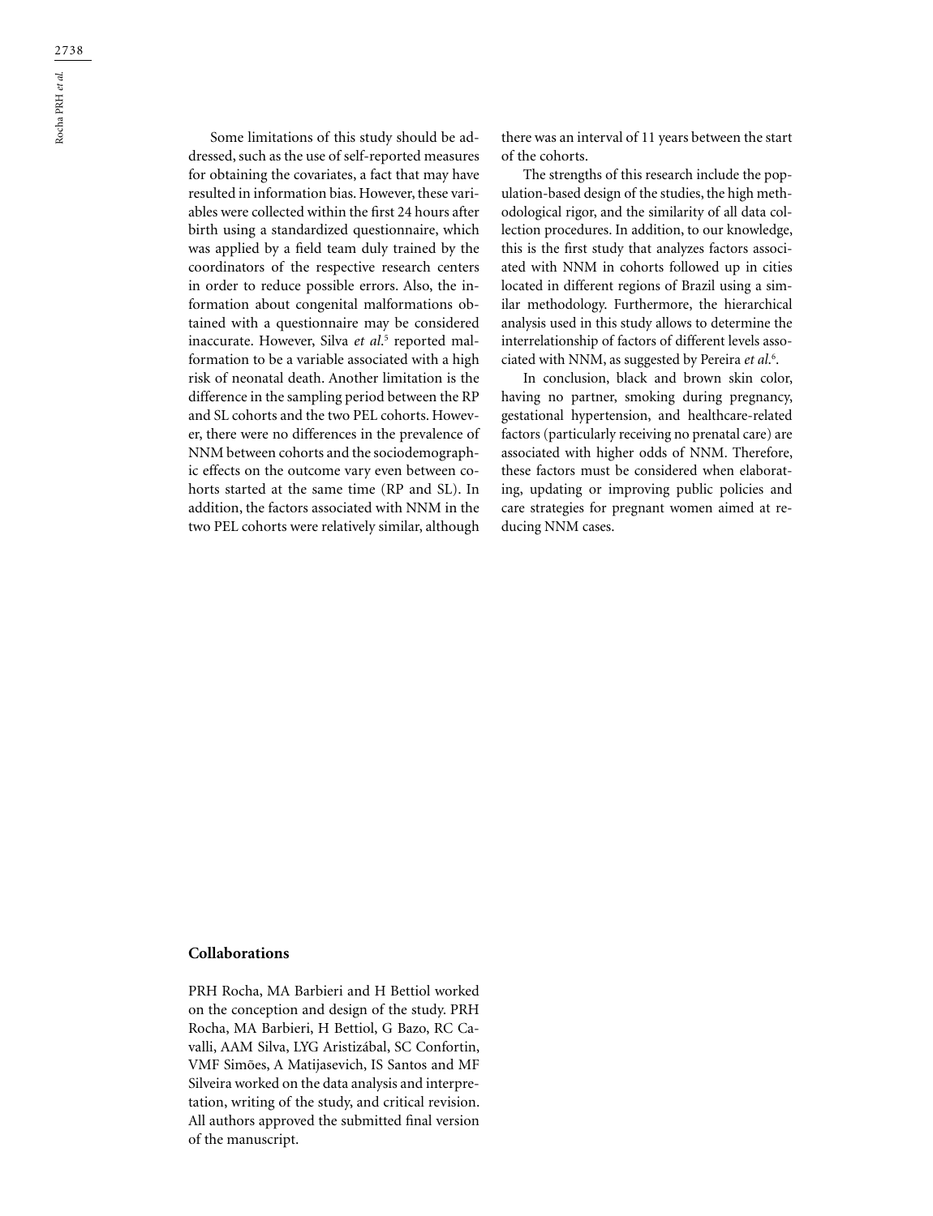Some limitations of this study should be addressed, such as the use of self-reported measures for obtaining the covariates, a fact that may have resulted in information bias. However, these variables were collected within the first 24 hours after birth using a standardized questionnaire, which was applied by a field team duly trained by the coordinators of the respective research centers in order to reduce possible errors. Also, the information about congenital malformations obtained with a questionnaire may be considered inaccurate. However, Silva *et al*.[5] reported malformation to be a variable associated with a high risk of neonatal death. Another limitation is the difference in the sampling period between the RP and SL cohorts and the two PEL cohorts. However, there were no differences in the prevalence of NNM between cohorts and the sociodemographic effects on the outcome vary even between cohorts started at the same time (RP and SL). In addition, the factors associated with NNM in the two PEL cohorts were relatively similar, although there was an interval of 11 years between the start of the cohorts.

The strengths of this research include the population-based design of the studies, the high methodological rigor, and the similarity of all data collection procedures. In addition, to our knowledge, this is the first study that analyzes factors associated with NNM in cohorts followed up in cities located in different regions of Brazil using a similar methodology. Furthermore, the hierarchical analysis used in this study allows to determine the interrelationship of factors of different levels associated with NNM, as suggested by Pereira *et al*.[6].

In conclusion, black and brown skin color, having no partner, smoking during pregnancy, gestational hypertension, and healthcare-related factors (particularly receiving no prenatal care) are associated with higher odds of NNM. Therefore, these factors must be considered when elaborating, updating or improving public policies and care strategies for pregnant women aimed at reducing NNM cases.

## Collaborations

PRH Rocha, MA Barbieri and H Bettiol worked on the conception and design of the study. PRH Rocha, MA Barbieri, H Bettiol, G Bazo, RC Cavalli, AAM Silva, LYG Aristizábal, SC Confortin, VMF Simões, A Matijasevich, IS Santos and MF Silveira worked on the data analysis and interpretation, writing of the study, and critical revision. All authors approved the submitted final version of the manuscript.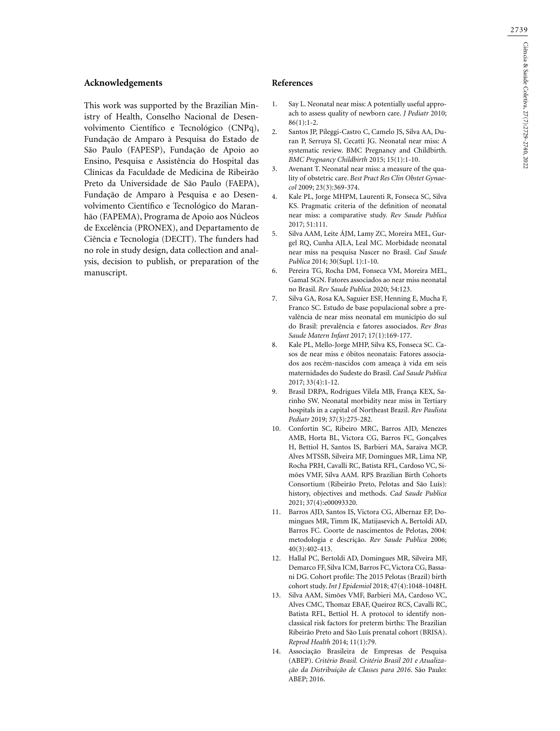## Acknowledgements

This work was supported by the Brazilian Ministry of Health, Conselho Nacional de Desenvolvimento Científico e Tecnológico (CNPq), Fundação de Amparo à Pesquisa do Estado de São Paulo (FAPESP), Fundação de Apoio ao Ensino, Pesquisa e Assistência do Hospital das Clínicas da Faculdade de Medicina de Ribeirão Preto da Universidade de São Paulo (FAEPA), Fundação de Amparo à Pesquisa e ao Desenvolvimento Científico e Tecnológico do Maranhão (FAPEMA), Programa de Apoio aos Núcleos de Excelência (PRONEX), and Departamento de Ciência e Tecnologia (DECIT). The funders had no role in study design, data collection and analysis, decision to publish, or preparation of the manuscript.

## References

1. Say L. Neonatal near miss: A potentially useful approach to assess quality of newborn care. *J Pediatr* 2010; 86(1):1-2.
2. Santos JP, Pileggi-Castro C, Camelo JS, Silva AA, Duran P, Serruya SJ, Cecatti JG. Neonatal near miss: A systematic review. BMC Pregnancy and Childbirth. *BMC Pregnancy Childbirth* 2015; 15(1):1-10.
3. Avenant T. Neonatal near miss: a measure of the quality of obstetric care. *Best Pract Res Clin Obstet Gynaecol* 2009; 23(3):369-374.
4. Kale PL, Jorge MHPM, Laurenti R, Fonseca SC, Silva KS. Pragmatic criteria of the definition of neonatal near miss: a comparative study. *Rev Saude Publica* 2017; 51:111.
5. Silva AAM, Leite ÁJM, Lamy ZC, Moreira MEL, Gurgel RQ, Cunha AJLA, Leal MC. Morbidade neonatal near miss na pesquisa Nascer no Brasil. *Cad Saude Publica* 2014; 30(Supl. 1):1-10.
6. Pereira TG, Rocha DM, Fonseca VM, Moreira MEL, GamaI SGN. Fatores associados ao near miss neonatal no Brasil. *Rev Saude Publica* 2020; 54:123.
7. Silva GA, Rosa KA, Saguier ESF, Henning E, Mucha F, Franco SC. Estudo de base populacional sobre a prevalência de near miss neonatal em município do sul do Brasil: prevalência e fatores associados. *Rev Bras Saude Matern Infant* 2017; 17(1):169-177.
8. Kale PL, Mello-Jorge MHP, Silva KS, Fonseca SC. Casos de near miss e óbitos neonatais: Fatores associados aos recém-nascidos com ameaça à vida em seis maternidades do Sudeste do Brasil. *Cad Saude Publica* 2017; 33(4):1-12.
9. Brasil DRPA, Rodrigues Vilela MB, França KEX, Sarinho SW. Neonatal morbidity near miss in Tertiary hospitals in a capital of Northeast Brazil. *Rev Paulista Pediatr* 2019; 37(3):275-282.
10. Confortin SC, Ribeiro MRC, Barros AJD, Menezes AMB, Horta BL, Victora CG, Barros FC, Gonçalves H, Bettiol H, Santos IS, Barbieri MA, Saraiva MCP, Alves MTSSB, Silveira MF, Domingues MR, Lima NP, Rocha PRH, Cavalli RC, Batista RFL, Cardoso VC, Simões VMF, Silva AAM. RPS Brazilian Birth Cohorts Consortium (Ribeirão Preto, Pelotas and São Luís): history, objectives and methods. *Cad Saude Publica* 2021; 37(4):e00093320.
11. Barros AJD, Santos IS, Victora CG, Albernaz EP, Domingues MR, Timm IK, Matijasevich A, Bertoldi AD, Barros FC. Coorte de nascimentos de Pelotas, 2004: metodologia e descrição. *Rev Saude Publica* 2006; 40(3):402-413.
12. Hallal PC, Bertoldi AD, Domingues MR, Silveira MF, Demarco FF, Silva ICM, Barros FC, Victora CG, Bassani DG. Cohort profile: The 2015 Pelotas (Brazil) birth cohort study. *Int J Epidemiol* 2018; 47(4):1048-1048H.
13. Silva AAM, Simões VMF, Barbieri MA, Cardoso VC, Alves CMC, Thomaz EBAF, Queiroz RCS, Cavalli RC, Batista RFL, Bettiol H. A protocol to identify non-classical risk factors for preterm births: The Brazilian Ribeirão Preto and São Luís prenatal cohort (BRISA). *Reprod Health* 2014; 11(1):79.
14. Associação Brasileira de Empresas de Pesquisa (ABEP). *Critério Brasil. Critério Brasil 201 e Atualização da Distribuição de Classes para 2016*. São Paulo: ABEP; 2016.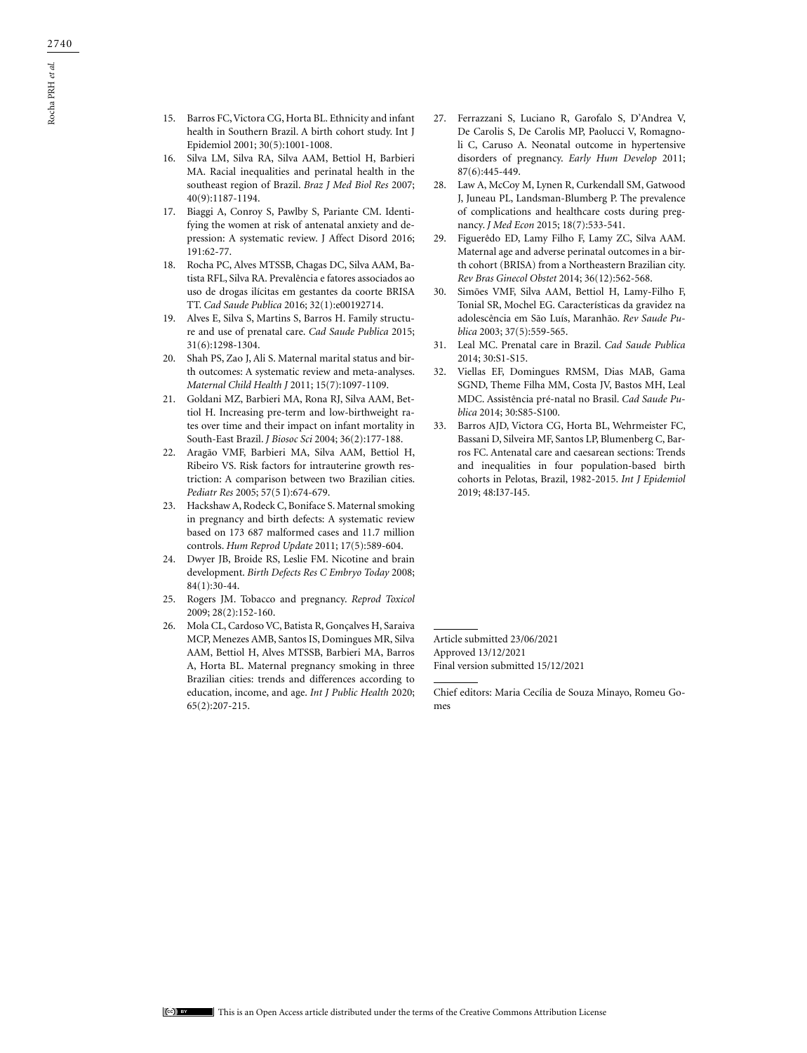15. Barros FC, Victora CG, Horta BL. Ethnicity and infant health in Southern Brazil. A birth cohort study. Int J Epidemiol 2001; 30(5):1001-1008.
16. Silva LM, Silva RA, Silva AAM, Bettiol H, Barbieri MA. Racial inequalities and perinatal health in the southeast region of Brazil. *Braz J Med Biol Res* 2007; 40(9):1187-1194.
17. Biaggi A, Conroy S, Pawlby S, Pariante CM. Identifying the women at risk of antenatal anxiety and depression: A systematic review. J Affect Disord 2016; 191:62-77.
18. Rocha PC, Alves MTSSB, Chagas DC, Silva AAM, Batista RFL, Silva RA. Prevalência e fatores associados ao uso de drogas ilícitas em gestantes da coorte BRISA TT. *Cad Saude Publica* 2016; 32(1):e00192714.
19. Alves E, Silva S, Martins S, Barros H. Family structure and use of prenatal care. *Cad Saude Publica* 2015; 31(6):1298-1304.
20. Shah PS, Zao J, Ali S. Maternal marital status and birth outcomes: A systematic review and meta-analyses. *Maternal Child Health J* 2011; 15(7):1097-1109.
21. Goldani MZ, Barbieri MA, Rona RJ, Silva AAM, Bettiol H. Increasing pre-term and low-birthweight rates over time and their impact on infant mortality in South-East Brazil. *J Biosoc Sci* 2004; 36(2):177-188.
22. Aragão VMF, Barbieri MA, Silva AAM, Bettiol H, Ribeiro VS. Risk factors for intrauterine growth restriction: A comparison between two Brazilian cities. *Pediatr Res* 2005; 57(5 I):674-679.
23. Hackshaw A, Rodeck C, Boniface S. Maternal smoking in pregnancy and birth defects: A systematic review based on 173 687 malformed cases and 11.7 million controls. *Hum Reprod Update* 2011; 17(5):589-604.
24. Dwyer JB, Broide RS, Leslie FM. Nicotine and brain development. *Birth Defects Res C Embryo Today* 2008; 84(1):30-44.
25. Rogers JM. Tobacco and pregnancy. *Reprod Toxicol* 2009; 28(2):152-160.
26. Mola CL, Cardoso VC, Batista R, Gonçalves H, Saraiva MCP, Menezes AMB, Santos IS, Domingues MR, Silva AAM, Bettiol H, Alves MTSSB, Barbieri MA, Barros A, Horta BL. Maternal pregnancy smoking in three Brazilian cities: trends and differences according to education, income, and age. *Int J Public Health* 2020; 65(2):207-215.
27. Ferrazzani S, Luciano R, Garofalo S, D'Andrea V, De Carolis S, De Carolis MP, Paolucci V, Romagnoli C, Caruso A. Neonatal outcome in hypertensive disorders of pregnancy. *Early Hum Develop* 2011; 87(6):445-449.
28. Law A, McCoy M, Lynen R, Curkendall SM, Gatwood J, Juneau PL, Landsman-Blumberg P. The prevalence of complications and healthcare costs during pregnancy. *J Med Econ* 2015; 18(7):533-541.
29. Figuerêdo ED, Lamy Filho F, Lamy ZC, Silva AAM. Maternal age and adverse perinatal outcomes in a birth cohort (BRISA) from a Northeastern Brazilian city. *Rev Bras Ginecol Obstet* 2014; 36(12):562-568.
30. Simões VMF, Silva AAM, Bettiol H, Lamy-Filho F, Tonial SR, Mochel EG. Características da gravidez na adolescência em São Luís, Maranhão. *Rev Saude Publica* 2003; 37(5):559-565.
31. Leal MC. Prenatal care in Brazil. *Cad Saude Publica* 2014; 30:S1-S15.
32. Viellas EF, Domingues RMSM, Dias MAB, Gama SGND, Theme Filha MM, Costa JV, Bastos MH, Leal MDC. Assistência pré-natal no Brasil. *Cad Saude Publica* 2014; 30:S85-S100.
33. Barros AJD, Victora CG, Horta BL, Wehrmeister FC, Bassani D, Silveira MF, Santos LP, Blumenberg C, Barros FC. Antenatal care and caesarean sections: Trends and inequalities in four population-based birth cohorts in Pelotas, Brazil, 1982-2015. *Int J Epidemiol* 2019; 48:I37-I45.

Article submitted 23/06/2021
Approved 13/12/2021
Final version submitted 15/12/2021

Chief editors: Maria Cecília de Souza Minayo, Romeu Gomes

This is an Open Access article distributed under the terms of the Creative Commons Attribution License